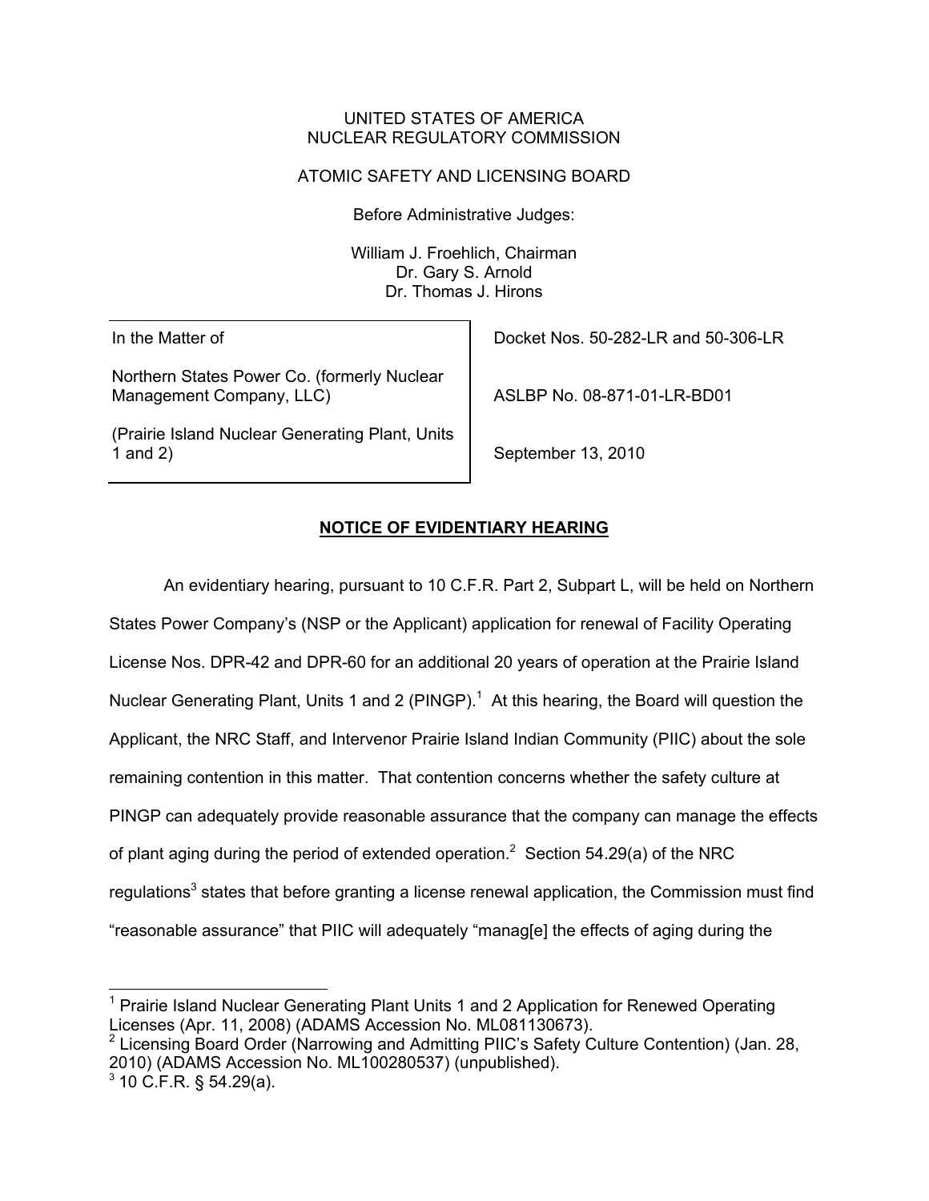UNITED STATES OF AMERICA
NUCLEAR REGULATORY COMMISSION

ATOMIC SAFETY AND LICENSING BOARD

Before Administrative Judges:

William J. Froehlich, Chairman
Dr. Gary S. Arnold
Dr. Thomas J. Hirons

| | |
|---|---|
| In the Matter of | Docket Nos. 50-282-LR and 50-306-LR |
| Northern States Power Co. (formerly Nuclear Management Company, LLC) | ASLBP No. 08-871-01-LR-BD01 |
| (Prairie Island Nuclear Generating Plant, Units 1 and 2) | September 13, 2010 |

## **NOTICE OF EVIDENTIARY HEARING**

An evidentiary hearing, pursuant to 10 C.F.R. Part 2, Subpart L, will be held on Northern States Power Company's (NSP or the Applicant) application for renewal of Facility Operating License Nos. DPR-42 and DPR-60 for an additional 20 years of operation at the Prairie Island Nuclear Generating Plant, Units 1 and 2 (PINGP).[1] At this hearing, the Board will question the Applicant, the NRC Staff, and Intervenor Prairie Island Indian Community (PIIC) about the sole remaining contention in this matter. That contention concerns whether the safety culture at PINGP can adequately provide reasonable assurance that the company can manage the effects of plant aging during the period of extended operation.[2] Section 54.29(a) of the NRC regulations[3] states that before granting a license renewal application, the Commission must find "reasonable assurance" that PIIC will adequately "manag[e] the effects of aging during the

[1] Prairie Island Nuclear Generating Plant Units 1 and 2 Application for Renewed Operating Licenses (Apr. 11, 2008) (ADAMS Accession No. ML081130673).

[2] Licensing Board Order (Narrowing and Admitting PIIC's Safety Culture Contention) (Jan. 28, 2010) (ADAMS Accession No. ML100280537) (unpublished).

[3] 10 C.F.R. § 54.29(a).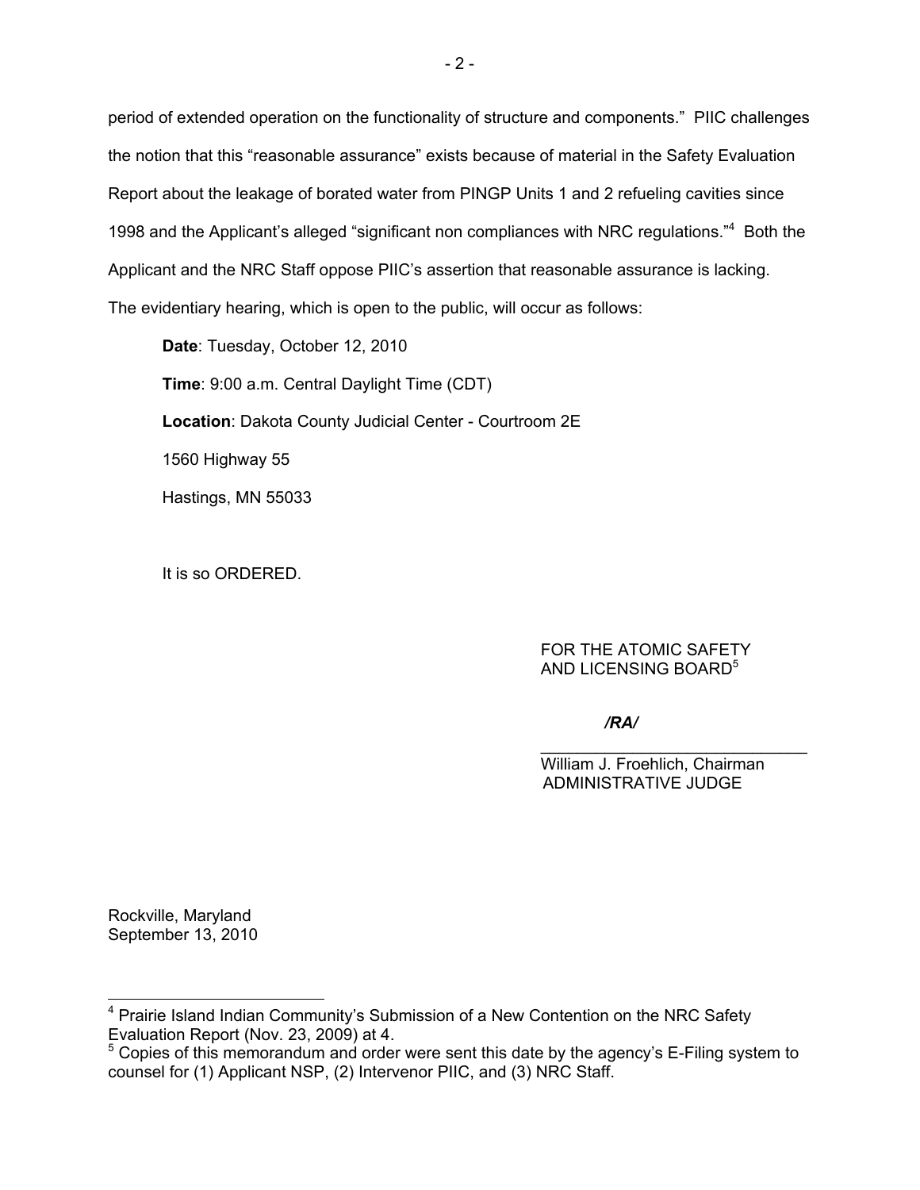period of extended operation on the functionality of structure and components." PIIC challenges the notion that this "reasonable assurance" exists because of material in the Safety Evaluation Report about the leakage of borated water from PINGP Units 1 and 2 refueling cavities since 1998 and the Applicant's alleged "significant non compliances with NRC regulations."[4] Both the Applicant and the NRC Staff oppose PIIC's assertion that reasonable assurance is lacking. The evidentiary hearing, which is open to the public, will occur as follows:

**Date**: Tuesday, October 12, 2010

**Time**: 9:00 a.m. Central Daylight Time (CDT)

**Location**: Dakota County Judicial Center - Courtroom 2E

1560 Highway 55

Hastings, MN 55033

It is so ORDERED.

FOR THE ATOMIC SAFETY
AND LICENSING BOARD[5]

*/RA/*

William J. Froehlich, Chairman
ADMINISTRATIVE JUDGE

Rockville, Maryland
September 13, 2010

---

[4] Prairie Island Indian Community's Submission of a New Contention on the NRC Safety Evaluation Report (Nov. 23, 2009) at 4.

[5] Copies of this memorandum and order were sent this date by the agency's E-Filing system to counsel for (1) Applicant NSP, (2) Intervenor PIIC, and (3) NRC Staff.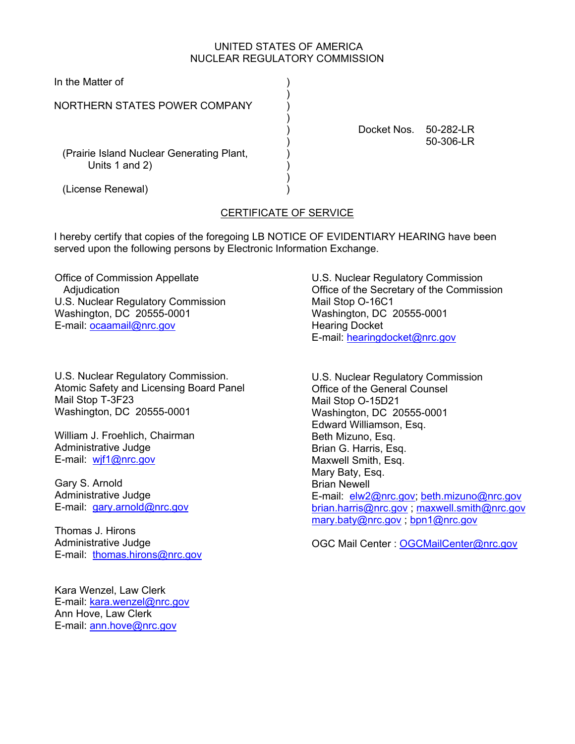UNITED STATES OF AMERICA
NUCLEAR REGULATORY COMMISSION

In the Matter of

NORTHERN STATES POWER COMPANY

(Prairie Island Nuclear Generating Plant, Units 1 and 2)

(License Renewal)

Docket Nos. 50-282-LR
50-306-LR

## CERTIFICATE OF SERVICE

I hereby certify that copies of the foregoing LB NOTICE OF EVIDENTIARY HEARING have been served upon the following persons by Electronic Information Exchange.

Office of Commission Appellate Adjudication
U.S. Nuclear Regulatory Commission
Washington, DC 20555-0001
E-mail: ocaamail@nrc.gov

U.S. Nuclear Regulatory Commission
Office of the Secretary of the Commission
Mail Stop O-16C1
Washington, DC 20555-0001
Hearing Docket
E-mail: hearingdocket@nrc.gov

U.S. Nuclear Regulatory Commission.
Atomic Safety and Licensing Board Panel
Mail Stop T-3F23
Washington, DC 20555-0001

William J. Froehlich, Chairman
Administrative Judge
E-mail: wjf1@nrc.gov

Gary S. Arnold
Administrative Judge
E-mail: gary.arnold@nrc.gov

Thomas J. Hirons
Administrative Judge
E-mail: thomas.hirons@nrc.gov

Kara Wenzel, Law Clerk
E-mail: kara.wenzel@nrc.gov
Ann Hove, Law Clerk
E-mail: ann.hove@nrc.gov

U.S. Nuclear Regulatory Commission
Office of the General Counsel
Mail Stop O-15D21
Washington, DC 20555-0001
Edward Williamson, Esq.
Beth Mizuno, Esq.
Brian G. Harris, Esq.
Maxwell Smith, Esq.
Mary Baty, Esq.
Brian Newell
E-mail: elw2@nrc.gov; beth.mizuno@nrc.gov
brian.harris@nrc.gov ; maxwell.smith@nrc.gov
mary.baty@nrc.gov ; bpn1@nrc.gov

OGC Mail Center : OGCMailCenter@nrc.gov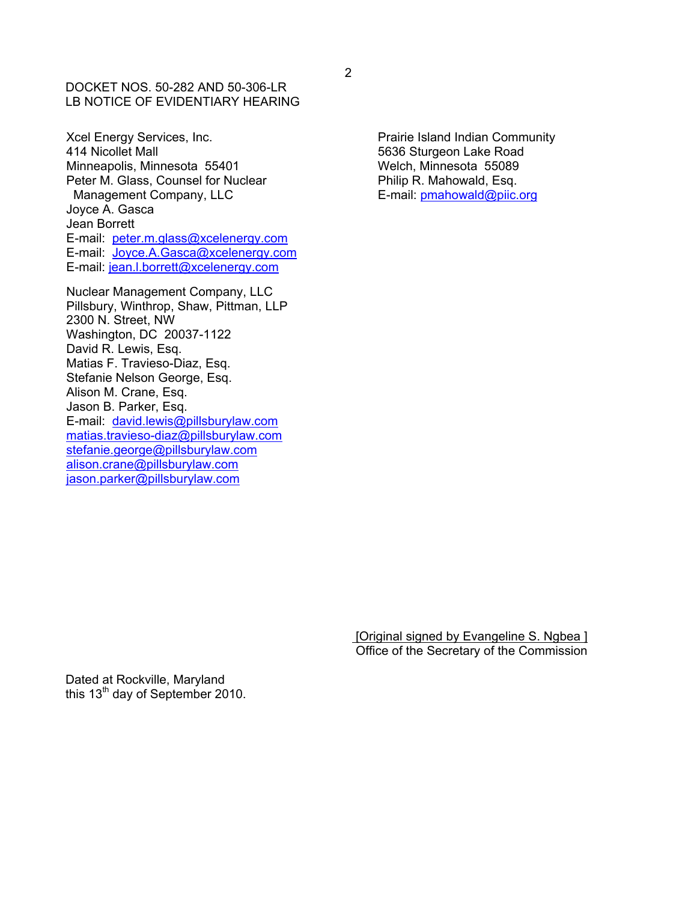DOCKET NOS. 50-282 AND 50-306-LR
LB NOTICE OF EVIDENTIARY HEARING

Xcel Energy Services, Inc.
414 Nicollet Mall
Minneapolis, Minnesota 55401
Peter M. Glass, Counsel for Nuclear Management Company, LLC
Joyce A. Gasca
Jean Borrett
E-mail: peter.m.glass@xcelenergy.com
E-mail: Joyce.A.Gasca@xcelenergy.com
E-mail: jean.l.borrett@xcelenergy.com

Nuclear Management Company, LLC
Pillsbury, Winthrop, Shaw, Pittman, LLP
2300 N. Street, NW
Washington, DC 20037-1122
David R. Lewis, Esq.
Matias F. Travieso-Diaz, Esq.
Stefanie Nelson George, Esq.
Alison M. Crane, Esq.
Jason B. Parker, Esq.
E-mail: david.lewis@pillsburylaw.com
matias.travieso-diaz@pillsburylaw.com
stefanie.george@pillsburylaw.com
alison.crane@pillsburylaw.com
jason.parker@pillsburylaw.com

Prairie Island Indian Community
5636 Sturgeon Lake Road
Welch, Minnesota 55089
Philip R. Mahowald, Esq.
E-mail: pmahowald@piic.org

[Original signed by Evangeline S. Ngbea ]
Office of the Secretary of the Commission

Dated at Rockville, Maryland
this 13th day of September 2010.